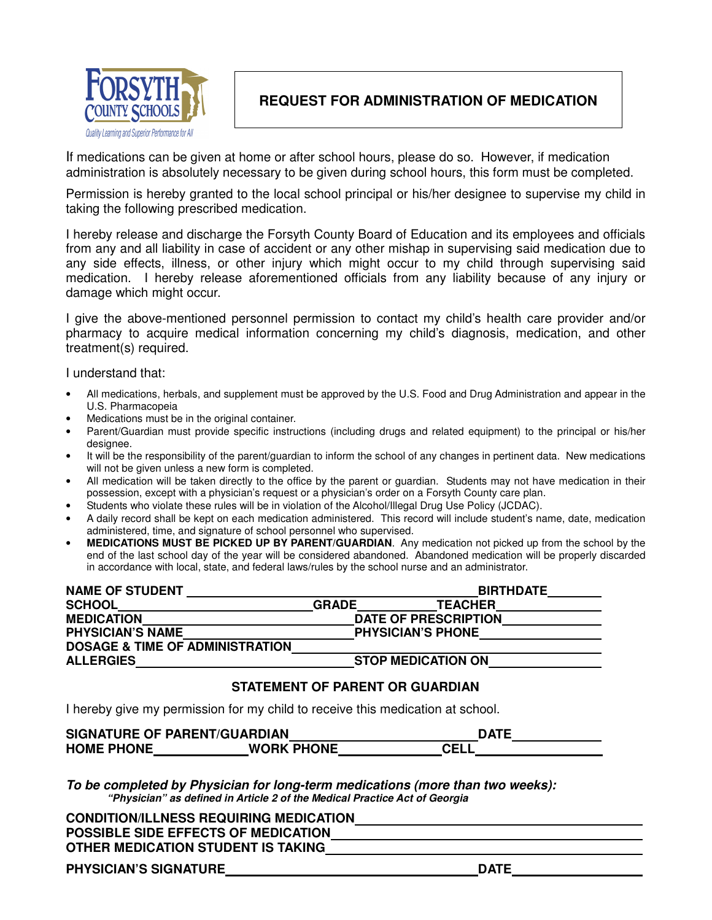Forsyth County Schools

*Quality Learning and Superior Performance for All*

# REQUEST FOR ADMINISTRATION OF MEDICATION

If medications can be given at home or after school hours, please do so. However, if medication administration is absolutely necessary to be given during school hours, this form must be completed.

Permission is hereby granted to the local school principal or his/her designee to supervise my child in taking the following prescribed medication.

I hereby release and discharge the Forsyth County Board of Education and its employees and officials from any and all liability in case of accident or any other mishap in supervising said medication due to any side effects, illness, or other injury which might occur to my child through supervising said medication. I hereby release aforementioned officials from any liability because of any injury or damage which might occur.

I give the above-mentioned personnel permission to contact my child's health care provider and/or pharmacy to acquire medical information concerning my child's diagnosis, medication, and other treatment(s) required.

I understand that:

- All medications, herbals, and supplement must be approved by the U.S. Food and Drug Administration and appear in the U.S. Pharmacopeia
- Medications must be in the original container.
- Parent/Guardian must provide specific instructions (including drugs and related equipment) to the principal or his/her designee.
- It will be the responsibility of the parent/guardian to inform the school of any changes in pertinent data. New medications will not be given unless a new form is completed.
- All medication will be taken directly to the office by the parent or guardian. Students may not have medication in their possession, except with a physician's request or a physician's order on a Forsyth County care plan.
- Students who violate these rules will be in violation of the Alcohol/Illegal Drug Use Policy (JCDAC).
- A daily record shall be kept on each medication administered. This record will include student's name, date, medication administered, time, and signature of school personnel who supervised.
- **MEDICATIONS MUST BE PICKED UP BY PARENT/GUARDIAN**. Any medication not picked up from the school by the end of the last school day of the year will be considered abandoned. Abandoned medication will be properly discarded in accordance with local, state, and federal laws/rules by the school nurse and an administrator.

**NAME OF STUDENT** ______________________________ **BIRTHDATE** ________

**SCHOOL** ______________________ **GRADE** __________ **TEACHER** ____________

**MEDICATION** ______________________ **DATE OF PRESCRIPTION** ____________

**PHYSICIAN'S NAME** ____________________ **PHYSICIAN'S PHONE** ______________

**DOSAGE & TIME OF ADMINISTRATION** ________________________________________

**ALLERGIES** ______________________ **STOP MEDICATION ON** ________________

## STATEMENT OF PARENT OR GUARDIAN

I hereby give my permission for my child to receive this medication at school.

**SIGNATURE OF PARENT/GUARDIAN** ________________________ **DATE** __________

**HOME PHONE** ____________ **WORK PHONE** ____________ **CELL** ______________

***To be completed by Physician for long-term medications (more than two weeks):***

***"Physician" as defined in Article 2 of the Medical Practice Act of Georgia***

**CONDITION/ILLNESS REQUIRING MEDICATION** ________________________________

**POSSIBLE SIDE EFFECTS OF MEDICATION** ___________________________________

**OTHER MEDICATION STUDENT IS TAKING** ___________________________________

**PHYSICIAN'S SIGNATURE** ______________________________ **DATE** ______________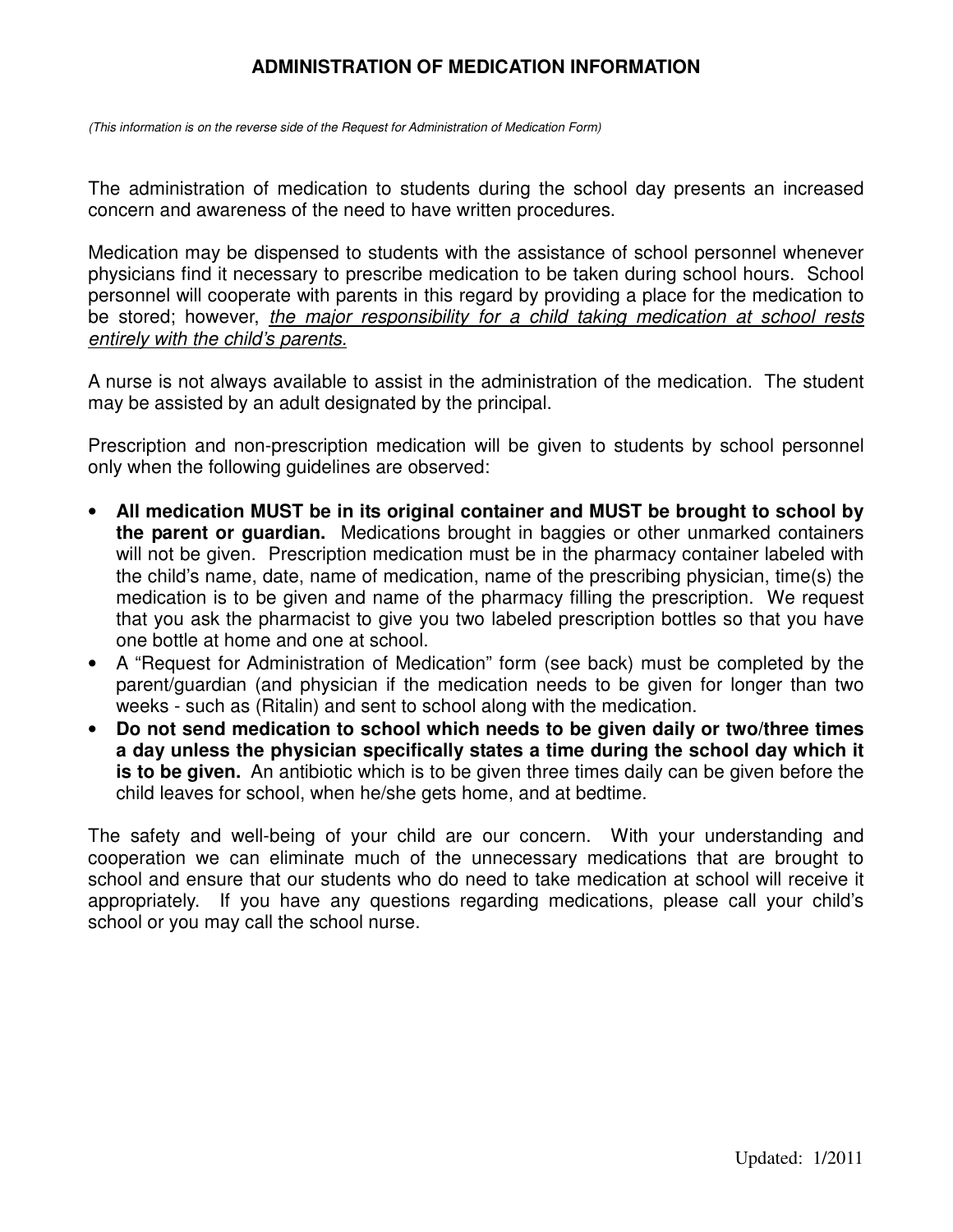# ADMINISTRATION OF MEDICATION INFORMATION

*(This information is on the reverse side of the Request for Administration of Medication Form)*

The administration of medication to students during the school day presents an increased concern and awareness of the need to have written procedures.

Medication may be dispensed to students with the assistance of school personnel whenever physicians find it necessary to prescribe medication to be taken during school hours. School personnel will cooperate with parents in this regard by providing a place for the medication to be stored; however, *the major responsibility for a child taking medication at school rests entirely with the child's parents.*

A nurse is not always available to assist in the administration of the medication. The student may be assisted by an adult designated by the principal.

Prescription and non-prescription medication will be given to students by school personnel only when the following guidelines are observed:

- **All medication MUST be in its original container and MUST be brought to school by the parent or guardian.** Medications brought in baggies or other unmarked containers will not be given. Prescription medication must be in the pharmacy container labeled with the child's name, date, name of medication, name of the prescribing physician, time(s) the medication is to be given and name of the pharmacy filling the prescription. We request that you ask the pharmacist to give you two labeled prescription bottles so that you have one bottle at home and one at school.
- A "Request for Administration of Medication" form (see back) must be completed by the parent/guardian (and physician if the medication needs to be given for longer than two weeks - such as (Ritalin) and sent to school along with the medication.
- **Do not send medication to school which needs to be given daily or two/three times a day unless the physician specifically states a time during the school day which it is to be given.** An antibiotic which is to be given three times daily can be given before the child leaves for school, when he/she gets home, and at bedtime.

The safety and well-being of your child are our concern. With your understanding and cooperation we can eliminate much of the unnecessary medications that are brought to school and ensure that our students who do need to take medication at school will receive it appropriately. If you have any questions regarding medications, please call your child's school or you may call the school nurse.

Updated: 1/2011